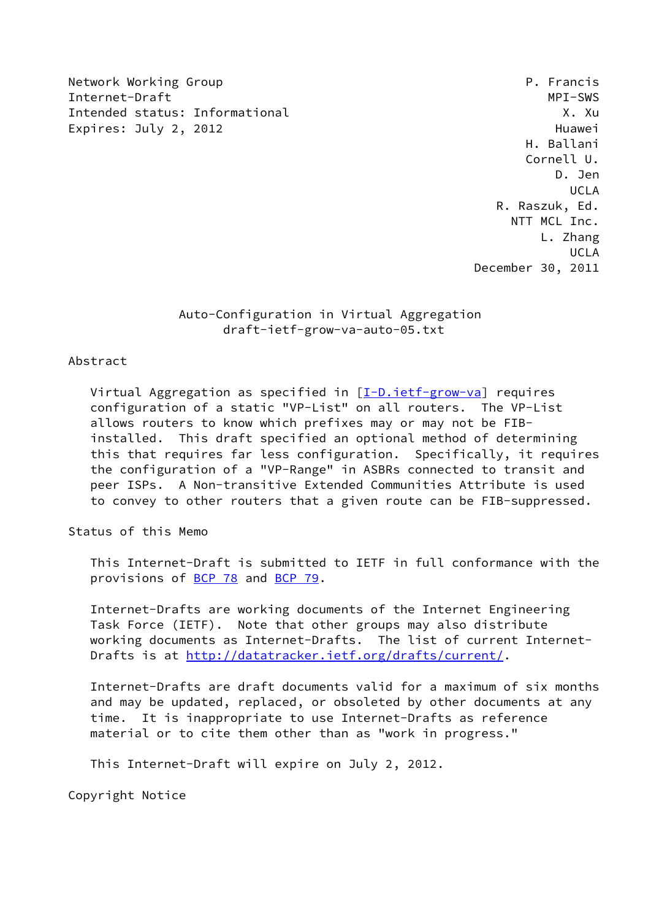Network Working Group P. Francis
Internet-Draft MPI-SWS
Intended status: Informational X. Xu
Expires: July 2, 2012 Huawei
H. Ballani
Cornell U.
D. Jen
UCLA
R. Raszuk, Ed.
NTT MCL Inc.
L. Zhang
UCLA
December 30, 2011

# Auto-Configuration in Virtual Aggregation
draft-ietf-grow-va-auto-05.txt

## Abstract

Virtual Aggregation as specified in [I-D.ietf-grow-va] requires configuration of a static "VP-List" on all routers. The VP-List allows routers to know which prefixes may or may not be FIB-installed. This draft specified an optional method of determining this that requires far less configuration. Specifically, it requires the configuration of a "VP-Range" in ASBRs connected to transit and peer ISPs. A Non-transitive Extended Communities Attribute is used to convey to other routers that a given route can be FIB-suppressed.

## Status of this Memo

This Internet-Draft is submitted to IETF in full conformance with the provisions of BCP 78 and BCP 79.

Internet-Drafts are working documents of the Internet Engineering Task Force (IETF). Note that other groups may also distribute working documents as Internet-Drafts. The list of current Internet-Drafts is at http://datatracker.ietf.org/drafts/current/.

Internet-Drafts are draft documents valid for a maximum of six months and may be updated, replaced, or obsoleted by other documents at any time. It is inappropriate to use Internet-Drafts as reference material or to cite them other than as "work in progress."

This Internet-Draft will expire on July 2, 2012.

## Copyright Notice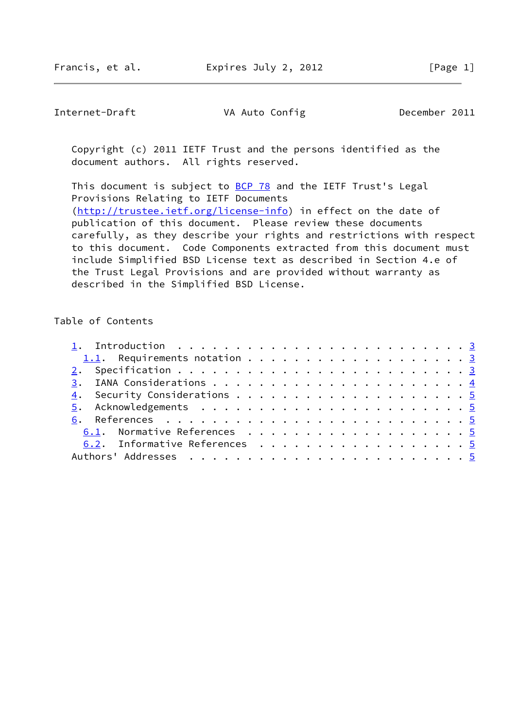Copyright (c) 2011 IETF Trust and the persons identified as the document authors. All rights reserved.

This document is subject to BCP 78 and the IETF Trust's Legal Provisions Relating to IETF Documents (http://trustee.ietf.org/license-info) in effect on the date of publication of this document. Please review these documents carefully, as they describe your rights and restrictions with respect to this document. Code Components extracted from this document must include Simplified BSD License text as described in Section 4.e of the Trust Legal Provisions and are provided without warranty as described in the Simplified BSD License.

## Table of Contents

- 1. Introduction . . . . . . . . . . . . . . . . . . . . . . . . . 3
  - 1.1. Requirements notation . . . . . . . . . . . . . . . . . . . 3
- 2. Specification . . . . . . . . . . . . . . . . . . . . . . . . 3
- 3. IANA Considerations . . . . . . . . . . . . . . . . . . . . . 4
- 4. Security Considerations . . . . . . . . . . . . . . . . . . . 5
- 5. Acknowledgements . . . . . . . . . . . . . . . . . . . . . . 5
- 6. References . . . . . . . . . . . . . . . . . . . . . . . . . 5
  - 6.1. Normative References . . . . . . . . . . . . . . . . . . . 5
  - 6.2. Informative References . . . . . . . . . . . . . . . . . . 5
- Authors' Addresses . . . . . . . . . . . . . . . . . . . . . . . 5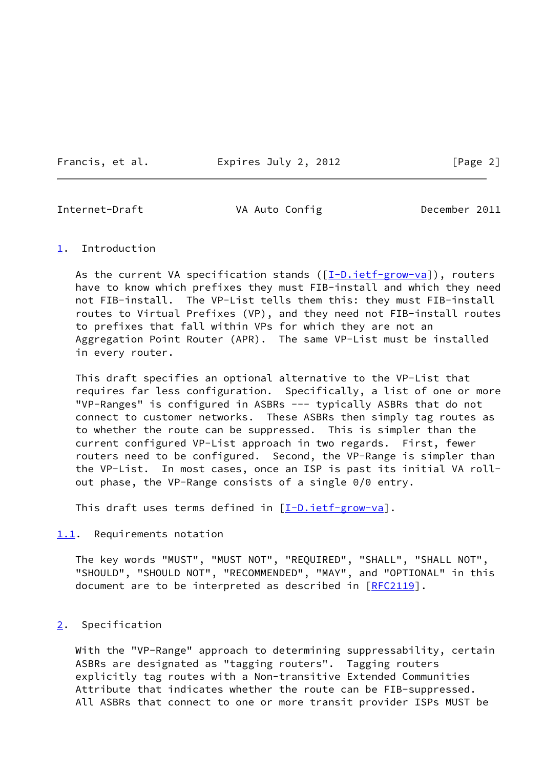## 1. Introduction

As the current VA specification stands ([I-D.ietf-grow-va]), routers have to know which prefixes they must FIB-install and which they need not FIB-install. The VP-List tells them this: they must FIB-install routes to Virtual Prefixes (VP), and they need not FIB-install routes to prefixes that fall within VPs for which they are not an Aggregation Point Router (APR). The same VP-List must be installed in every router.

This draft specifies an optional alternative to the VP-List that requires far less configuration. Specifically, a list of one or more "VP-Ranges" is configured in ASBRs --- typically ASBRs that do not connect to customer networks. These ASBRs then simply tag routes as to whether the route can be suppressed. This is simpler than the current configured VP-List approach in two regards. First, fewer routers need to be configured. Second, the VP-Range is simpler than the VP-List. In most cases, once an ISP is past its initial VA roll-out phase, the VP-Range consists of a single 0/0 entry.

This draft uses terms defined in [I-D.ietf-grow-va].

### 1.1. Requirements notation

The key words "MUST", "MUST NOT", "REQUIRED", "SHALL", "SHALL NOT", "SHOULD", "SHOULD NOT", "RECOMMENDED", "MAY", and "OPTIONAL" in this document are to be interpreted as described in [RFC2119].

## 2. Specification

With the "VP-Range" approach to determining suppressability, certain ASBRs are designated as "tagging routers". Tagging routers explicitly tag routes with a Non-transitive Extended Communities Attribute that indicates whether the route can be FIB-suppressed. All ASBRs that connect to one or more transit provider ISPs MUST be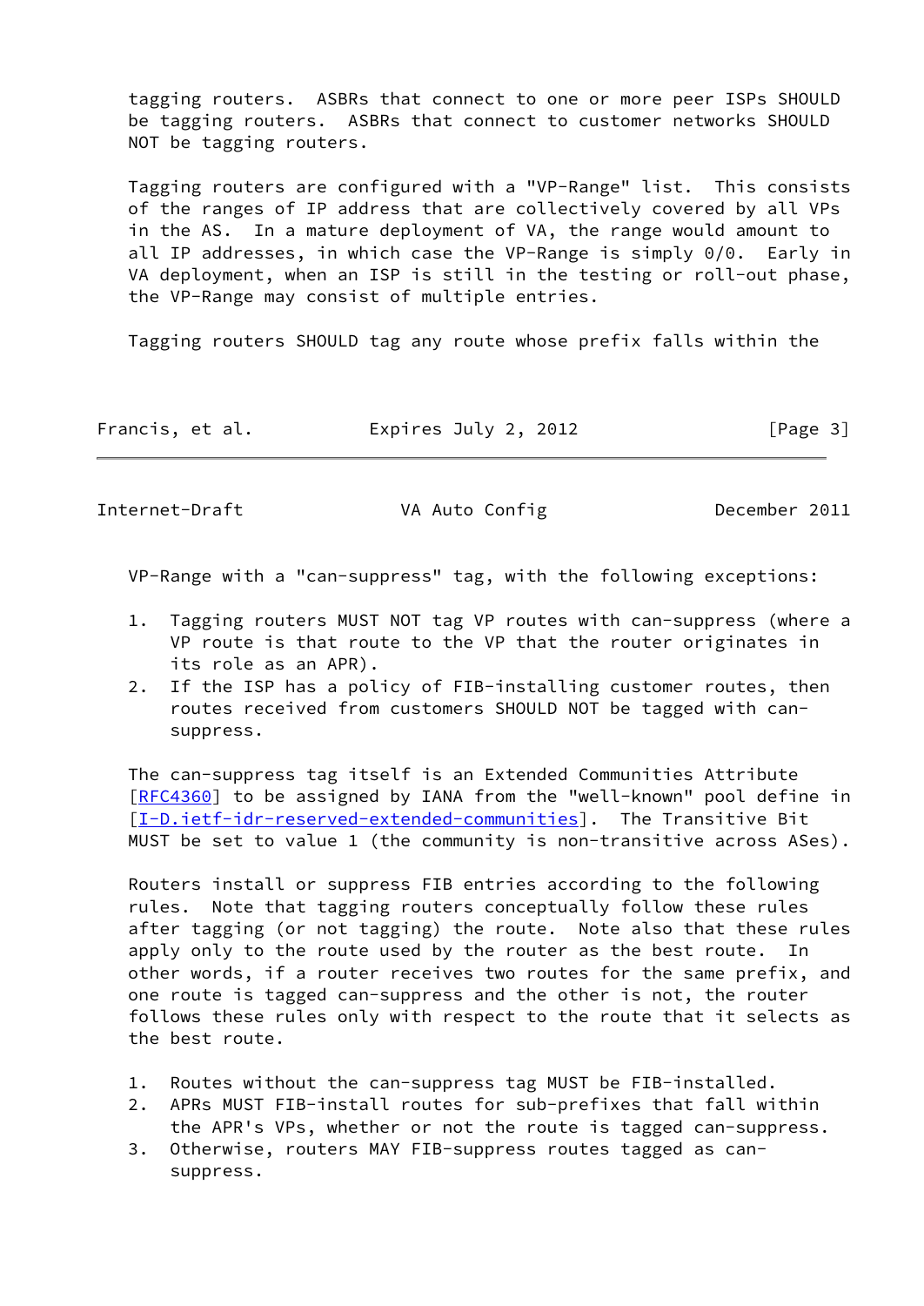tagging routers. ASBRs that connect to one or more peer ISPs SHOULD be tagging routers. ASBRs that connect to customer networks SHOULD NOT be tagging routers.

Tagging routers are configured with a "VP-Range" list. This consists of the ranges of IP address that are collectively covered by all VPs in the AS. In a mature deployment of VA, the range would amount to all IP addresses, in which case the VP-Range is simply 0/0. Early in VA deployment, when an ISP is still in the testing or roll-out phase, the VP-Range may consist of multiple entries.

Tagging routers SHOULD tag any route whose prefix falls within the VP-Range with a "can-suppress" tag, with the following exceptions:

1. Tagging routers MUST NOT tag VP routes with can-suppress (where a VP route is that route to the VP that the router originates in its role as an APR).
2. If the ISP has a policy of FIB-installing customer routes, then routes received from customers SHOULD NOT be tagged with can-suppress.

The can-suppress tag itself is an Extended Communities Attribute [RFC4360] to be assigned by IANA from the "well-known" pool define in [I-D.ietf-idr-reserved-extended-communities]. The Transitive Bit MUST be set to value 1 (the community is non-transitive across ASes).

Routers install or suppress FIB entries according to the following rules. Note that tagging routers conceptually follow these rules after tagging (or not tagging) the route. Note also that these rules apply only to the route used by the router as the best route. In other words, if a router receives two routes for the same prefix, and one route is tagged can-suppress and the other is not, the router follows these rules only with respect to the route that it selects as the best route.

1. Routes without the can-suppress tag MUST be FIB-installed.
2. APRs MUST FIB-install routes for sub-prefixes that fall within the APR's VPs, whether or not the route is tagged can-suppress.
3. Otherwise, routers MAY FIB-suppress routes tagged as can-suppress.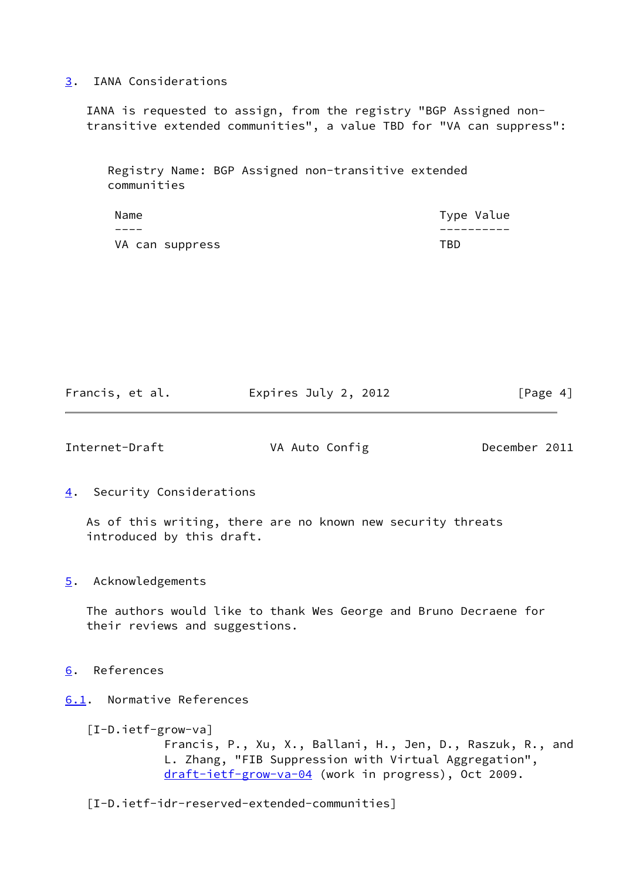## 3. IANA Considerations

IANA is requested to assign, from the registry "BGP Assigned non-transitive extended communities", a value TBD for "VA can suppress":

Registry Name: BGP Assigned non-transitive extended communities

| Name | Type Value |
|---|---|
| VA can suppress | TBD |

## 4. Security Considerations

As of this writing, there are no known new security threats introduced by this draft.

## 5. Acknowledgements

The authors would like to thank Wes George and Bruno Decraene for their reviews and suggestions.

## 6. References

### 6.1. Normative References

[I-D.ietf-grow-va]
Francis, P., Xu, X., Ballani, H., Jen, D., Raszuk, R., and L. Zhang, "FIB Suppression with Virtual Aggregation", draft-ietf-grow-va-04 (work in progress), Oct 2009.

[I-D.ietf-idr-reserved-extended-communities]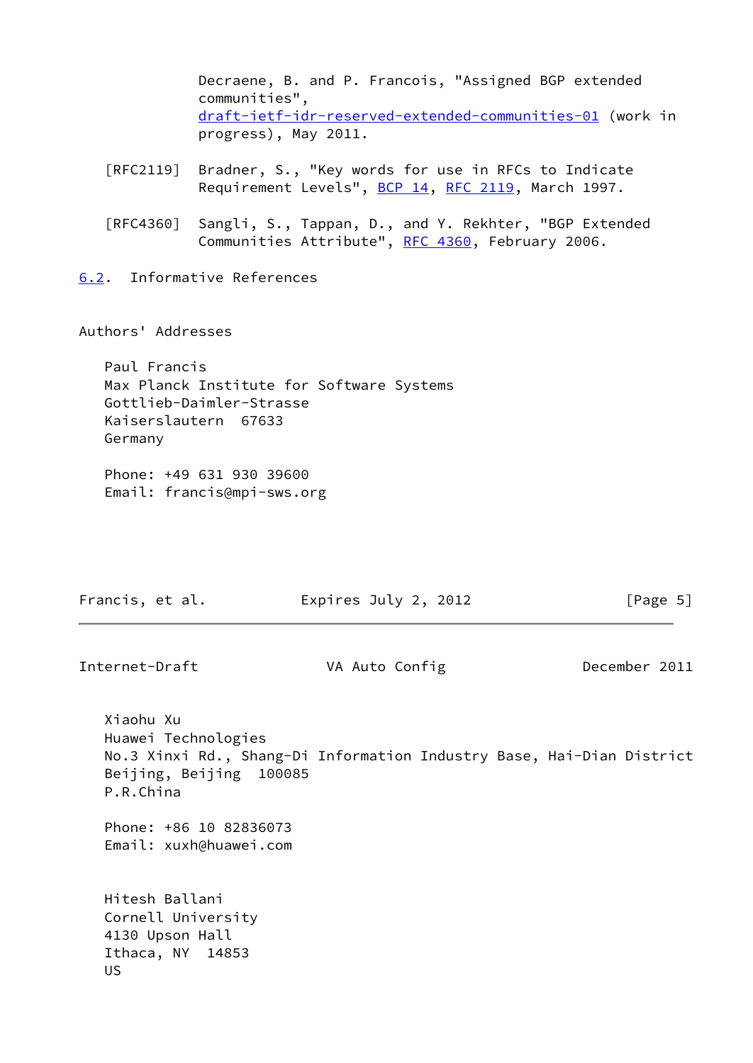Decraene, B. and P. Francois, "Assigned BGP extended communities", draft-ietf-idr-reserved-extended-communities-01 (work in progress), May 2011.

[RFC2119] Bradner, S., "Key words for use in RFCs to Indicate Requirement Levels", BCP 14, RFC 2119, March 1997.

[RFC4360] Sangli, S., Tappan, D., and Y. Rekhter, "BGP Extended Communities Attribute", RFC 4360, February 2006.

### 6.2. Informative References

## Authors' Addresses

Paul Francis
Max Planck Institute for Software Systems
Gottlieb-Daimler-Strasse
Kaiserslautern 67633
Germany

Phone: +49 631 930 39600
Email: francis@mpi-sws.org

Xiaohu Xu
Huawei Technologies
No.3 Xinxi Rd., Shang-Di Information Industry Base, Hai-Dian District
Beijing, Beijing 100085
P.R.China

Phone: +86 10 82836073
Email: xuxh@huawei.com

Hitesh Ballani
Cornell University
4130 Upson Hall
Ithaca, NY 14853
US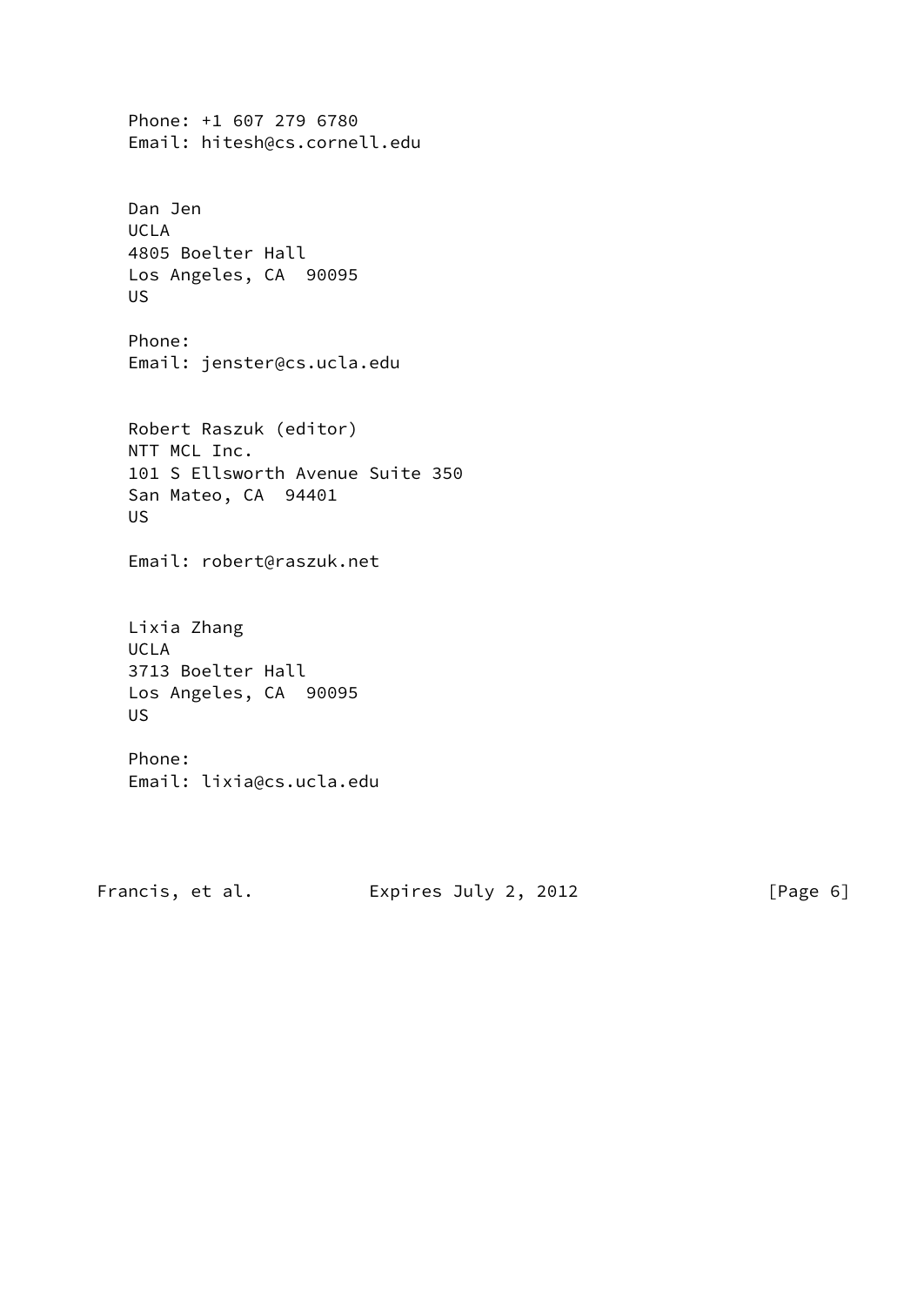Phone: +1 607 279 6780
Email: hitesh@cs.cornell.edu

Dan Jen
UCLA
4805 Boelter Hall
Los Angeles, CA  90095
US

Phone:
Email: jenster@cs.ucla.edu

Robert Raszuk (editor)
NTT MCL Inc.
101 S Ellsworth Avenue Suite 350
San Mateo, CA  94401
US

Email: robert@raszuk.net

Lixia Zhang
UCLA
3713 Boelter Hall
Los Angeles, CA  90095
US

Phone:
Email: lixia@cs.ucla.edu